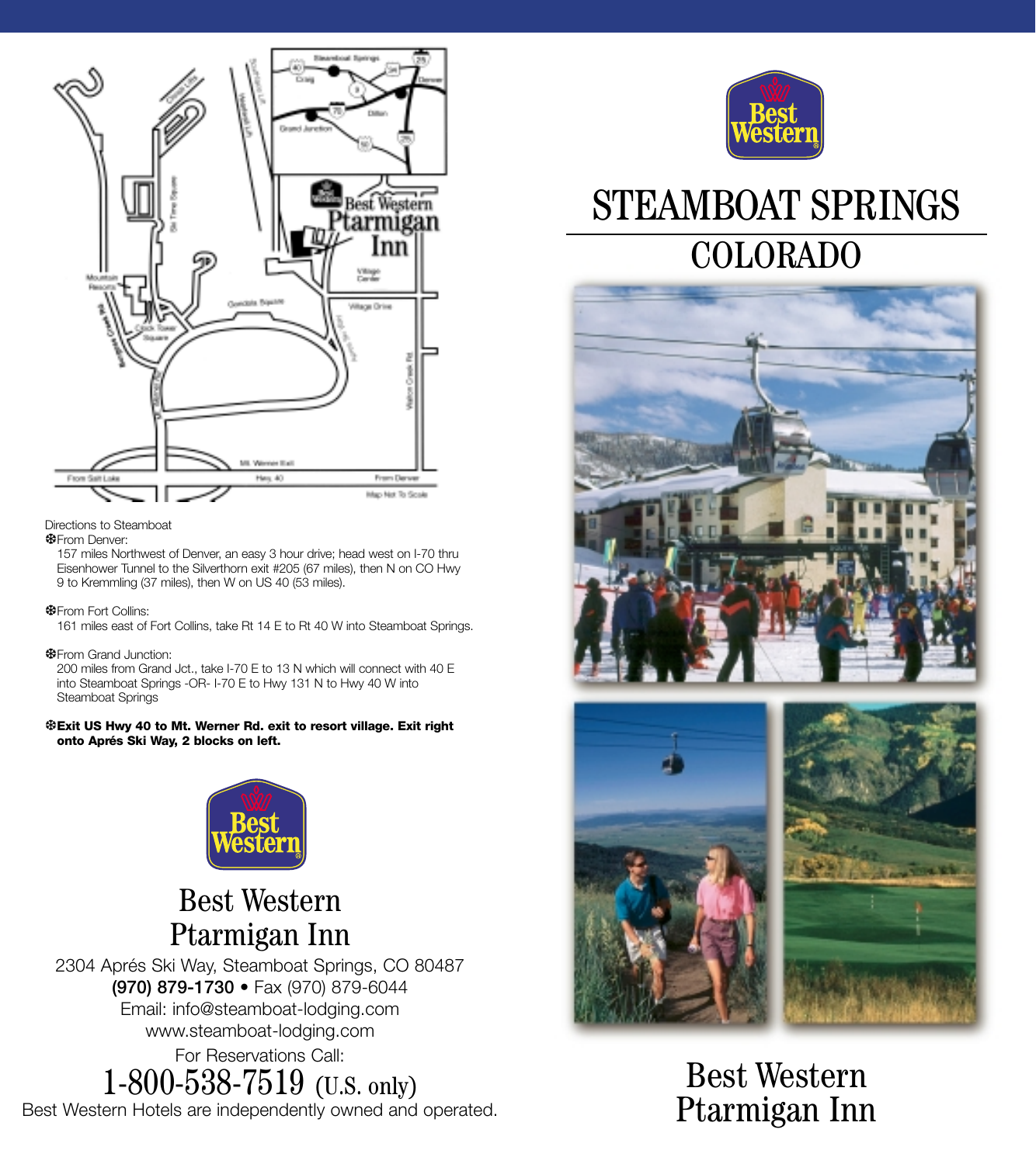Directions to Steamboat

- From Denver:
  157 miles Northwest of Denver, an easy 3 hour drive; head west on I-70 thru Eisenhower Tunnel to the Silverthorn exit #205 (67 miles), then N on CO Hwy 9 to Kremmling (37 miles), then W on US 40 (53 miles).

- From Fort Collins:
  161 miles east of Fort Collins, take Rt 14 E to Rt 40 W into Steamboat Springs.

- From Grand Junction:
  200 miles from Grand Jct., take I-70 E to 13 N which will connect with 40 E into Steamboat Springs -OR- I-70 E to Hwy 131 N to Hwy 40 W into Steamboat Springs

- **Exit US Hwy 40 to Mt. Werner Rd. exit to resort village. Exit right onto Aprés Ski Way, 2 blocks on left.**

## Best Western Ptarmigan Inn

2304 Aprés Ski Way, Steamboat Springs, CO 80487
**(970) 879-1730** • Fax (970) 879-6044
Email: info@steamboat-lodging.com
www.steamboat-lodging.com

For Reservations Call:
1-800-538-7519 (U.S. only)

Best Western Hotels are independently owned and operated.

# STEAMBOAT SPRINGS

## COLORADO

## Best Western Ptarmigan Inn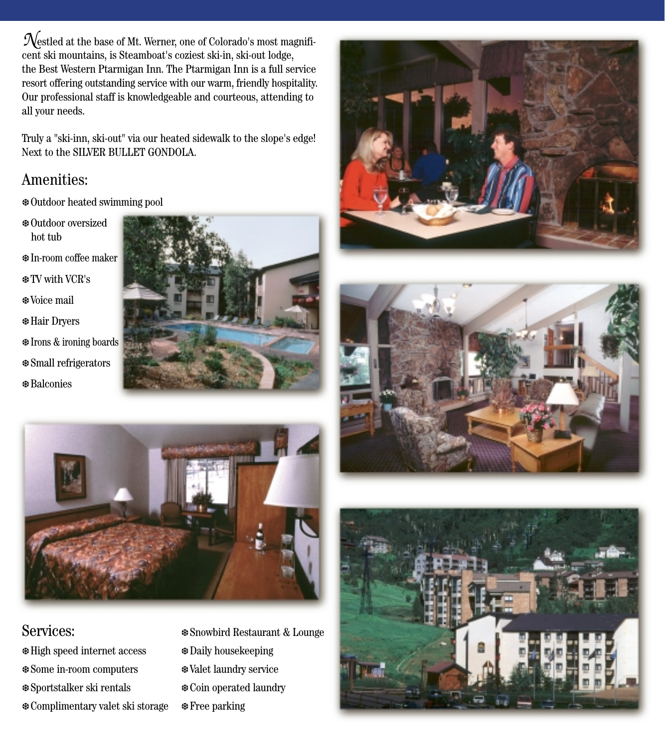Nestled at the base of Mt. Werner, one of Colorado's most magnificent ski mountains, is Steamboat's coziest ski-in, ski-out lodge, the Best Western Ptarmigan Inn. The Ptarmigan Inn is a full service resort offering outstanding service with our warm, friendly hospitality. Our professional staff is knowledgeable and courteous, attending to all your needs.

Truly a "ski-inn, ski-out" via our heated sidewalk to the slope's edge! Next to the SILVER BULLET GONDOLA.

## Amenities:

- Outdoor heated swimming pool
- Outdoor oversized hot tub
- In-room coffee maker
- TV with VCR's
- Voice mail
- Hair Dryers
- Irons & ironing boards
- Small refrigerators
- Balconies

## Services:

- High speed internet access
- Some in-room computers
- Sportstalker ski rentals
- Complimentary valet ski storage
- Snowbird Restaurant & Lounge
- Daily housekeeping
- Valet laundry service
- Coin operated laundry
- Free parking